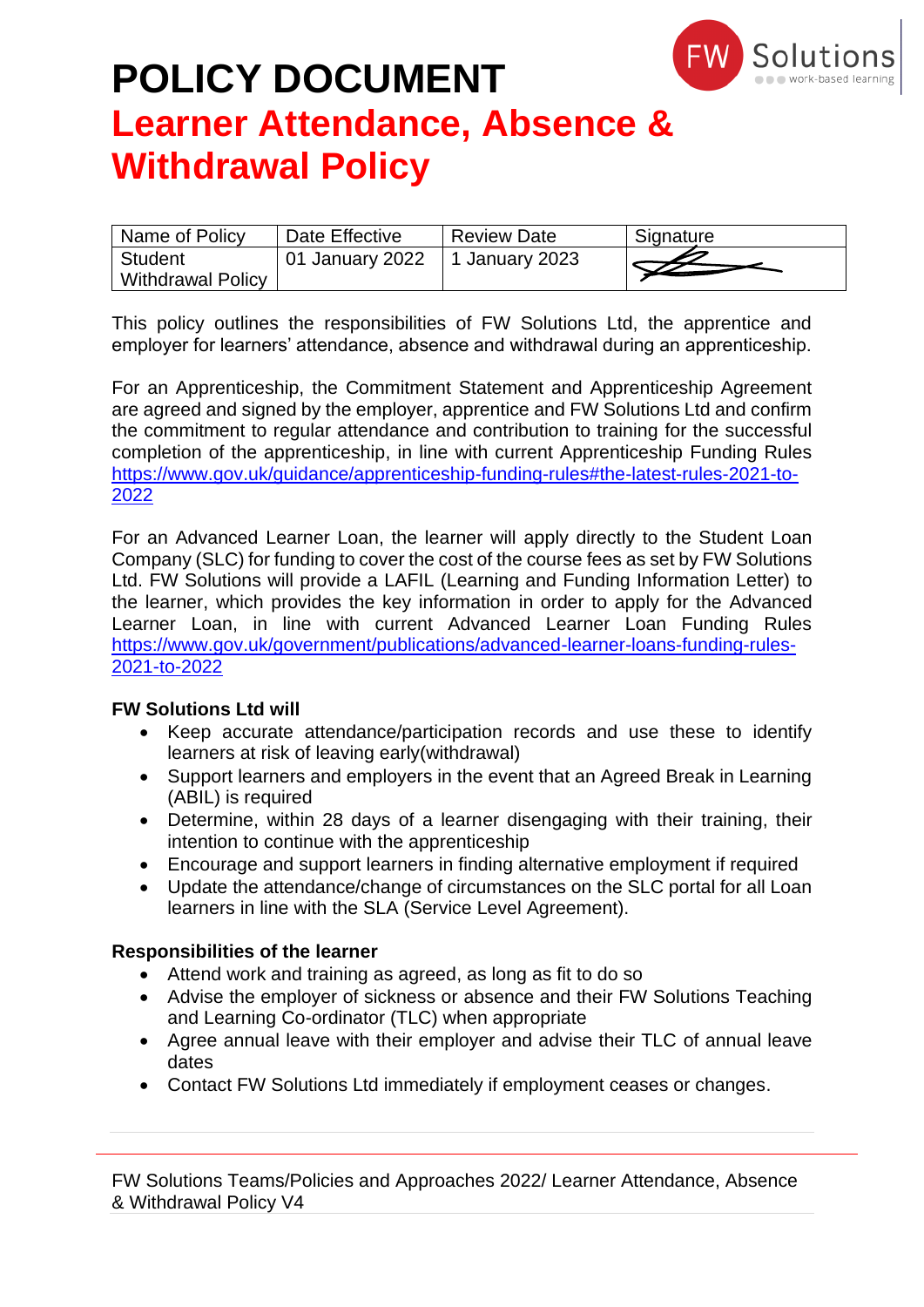# POLICY DOCUMENT

## Learner Attendance, Absence & Withdrawal Policy

| Name of Policy | Date Effective | Review Date | Signature |
|---|---|---|---|
| Student Withdrawal Policy | 01 January 2022 | 1 January 2023 | |

This policy outlines the responsibilities of FW Solutions Ltd, the apprentice and employer for learners' attendance, absence and withdrawal during an apprenticeship.

For an Apprenticeship, the Commitment Statement and Apprenticeship Agreement are agreed and signed by the employer, apprentice and FW Solutions Ltd and confirm the commitment to regular attendance and contribution to training for the successful completion of the apprenticeship, in line with current Apprenticeship Funding Rules https://www.gov.uk/guidance/apprenticeship-funding-rules#the-latest-rules-2021-to-2022

For an Advanced Learner Loan, the learner will apply directly to the Student Loan Company (SLC) for funding to cover the cost of the course fees as set by FW Solutions Ltd. FW Solutions will provide a LAFIL (Learning and Funding Information Letter) to the learner, which provides the key information in order to apply for the Advanced Learner Loan, in line with current Advanced Learner Loan Funding Rules https://www.gov.uk/government/publications/advanced-learner-loans-funding-rules-2021-to-2022

**FW Solutions Ltd will**

- Keep accurate attendance/participation records and use these to identify learners at risk of leaving early(withdrawal)
- Support learners and employers in the event that an Agreed Break in Learning (ABIL) is required
- Determine, within 28 days of a learner disengaging with their training, their intention to continue with the apprenticeship
- Encourage and support learners in finding alternative employment if required
- Update the attendance/change of circumstances on the SLC portal for all Loan learners in line with the SLA (Service Level Agreement).

**Responsibilities of the learner**

- Attend work and training as agreed, as long as fit to do so
- Advise the employer of sickness or absence and their FW Solutions Teaching and Learning Co-ordinator (TLC) when appropriate
- Agree annual leave with their employer and advise their TLC of annual leave dates
- Contact FW Solutions Ltd immediately if employment ceases or changes.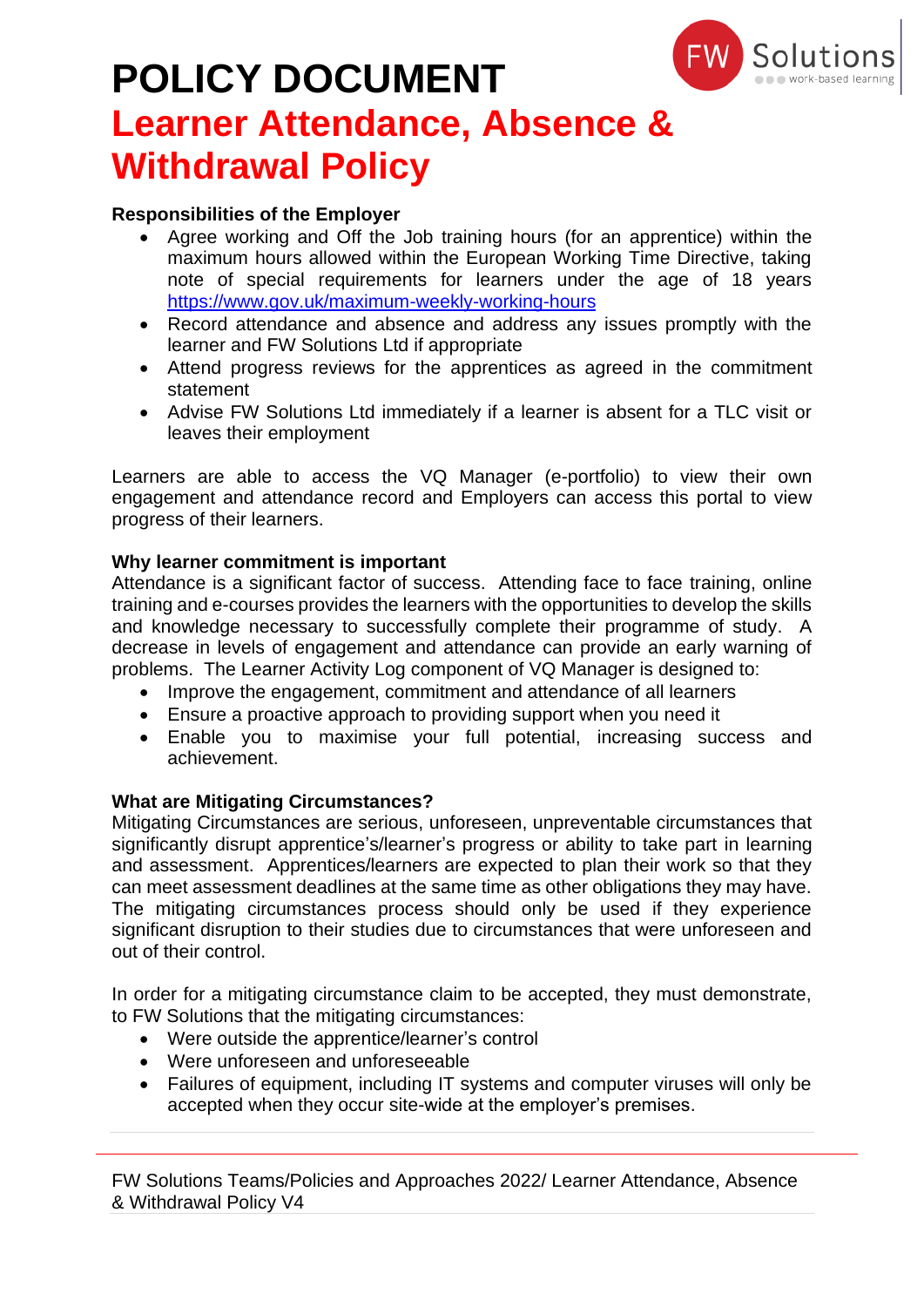# POLICY DOCUMENT

# Learner Attendance, Absence & Withdrawal Policy

**Responsibilities of the Employer**

- Agree working and Off the Job training hours (for an apprentice) within the maximum hours allowed within the European Working Time Directive, taking note of special requirements for learners under the age of 18 years [https://www.gov.uk/maximum-weekly-working-hours](https://www.gov.uk/maximum-weekly-working-hours)
- Record attendance and absence and address any issues promptly with the learner and FW Solutions Ltd if appropriate
- Attend progress reviews for the apprentices as agreed in the commitment statement
- Advise FW Solutions Ltd immediately if a learner is absent for a TLC visit or leaves their employment

Learners are able to access the VQ Manager (e-portfolio) to view their own engagement and attendance record and Employers can access this portal to view progress of their learners.

**Why learner commitment is important**

Attendance is a significant factor of success. Attending face to face training, online training and e-courses provides the learners with the opportunities to develop the skills and knowledge necessary to successfully complete their programme of study. A decrease in levels of engagement and attendance can provide an early warning of problems. The Learner Activity Log component of VQ Manager is designed to:

- Improve the engagement, commitment and attendance of all learners
- Ensure a proactive approach to providing support when you need it
- Enable you to maximise your full potential, increasing success and achievement.

**What are Mitigating Circumstances?**

Mitigating Circumstances are serious, unforeseen, unpreventable circumstances that significantly disrupt apprentice's/learner's progress or ability to take part in learning and assessment. Apprentices/learners are expected to plan their work so that they can meet assessment deadlines at the same time as other obligations they may have. The mitigating circumstances process should only be used if they experience significant disruption to their studies due to circumstances that were unforeseen and out of their control.

In order for a mitigating circumstance claim to be accepted, they must demonstrate, to FW Solutions that the mitigating circumstances:

- Were outside the apprentice/learner's control
- Were unforeseen and unforeseeable
- Failures of equipment, including IT systems and computer viruses will only be accepted when they occur site-wide at the employer's premises.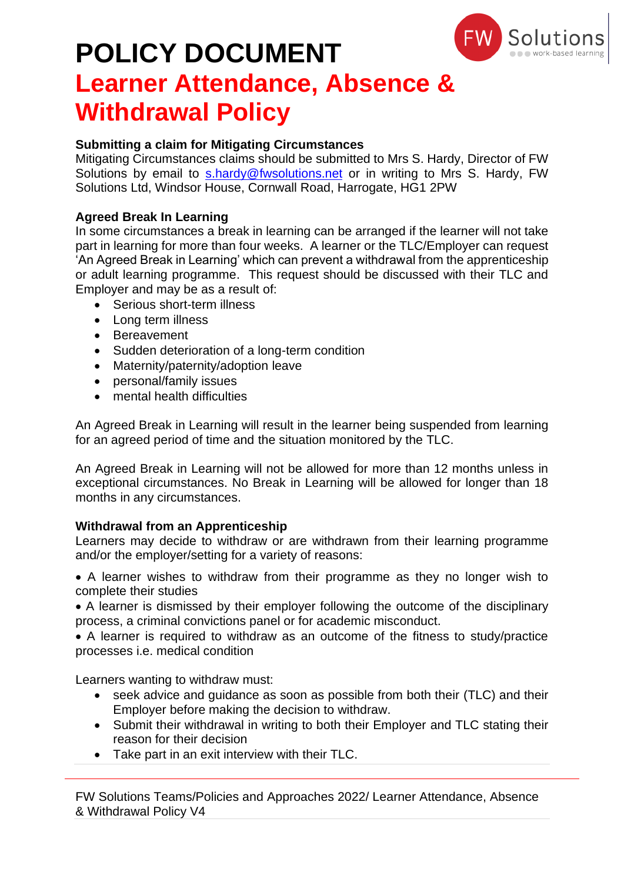# POLICY DOCUMENT

## Learner Attendance, Absence & Withdrawal Policy

**Submitting a claim for Mitigating Circumstances**

Mitigating Circumstances claims should be submitted to Mrs S. Hardy, Director of FW Solutions by email to s.hardy@fwsolutions.net or in writing to Mrs S. Hardy, FW Solutions Ltd, Windsor House, Cornwall Road, Harrogate, HG1 2PW

**Agreed Break In Learning**

In some circumstances a break in learning can be arranged if the learner will not take part in learning for more than four weeks. A learner or the TLC/Employer can request 'An Agreed Break in Learning' which can prevent a withdrawal from the apprenticeship or adult learning programme. This request should be discussed with their TLC and Employer and may be as a result of:

- Serious short-term illness
- Long term illness
- Bereavement
- Sudden deterioration of a long-term condition
- Maternity/paternity/adoption leave
- personal/family issues
- mental health difficulties

An Agreed Break in Learning will result in the learner being suspended from learning for an agreed period of time and the situation monitored by the TLC.

An Agreed Break in Learning will not be allowed for more than 12 months unless in exceptional circumstances. No Break in Learning will be allowed for longer than 18 months in any circumstances.

**Withdrawal from an Apprenticeship**

Learners may decide to withdraw or are withdrawn from their learning programme and/or the employer/setting for a variety of reasons:

- A learner wishes to withdraw from their programme as they no longer wish to complete their studies
- A learner is dismissed by their employer following the outcome of the disciplinary process, a criminal convictions panel or for academic misconduct.
- A learner is required to withdraw as an outcome of the fitness to study/practice processes i.e. medical condition

Learners wanting to withdraw must:

- seek advice and guidance as soon as possible from both their (TLC) and their Employer before making the decision to withdraw.
- Submit their withdrawal in writing to both their Employer and TLC stating their reason for their decision
- Take part in an exit interview with their TLC.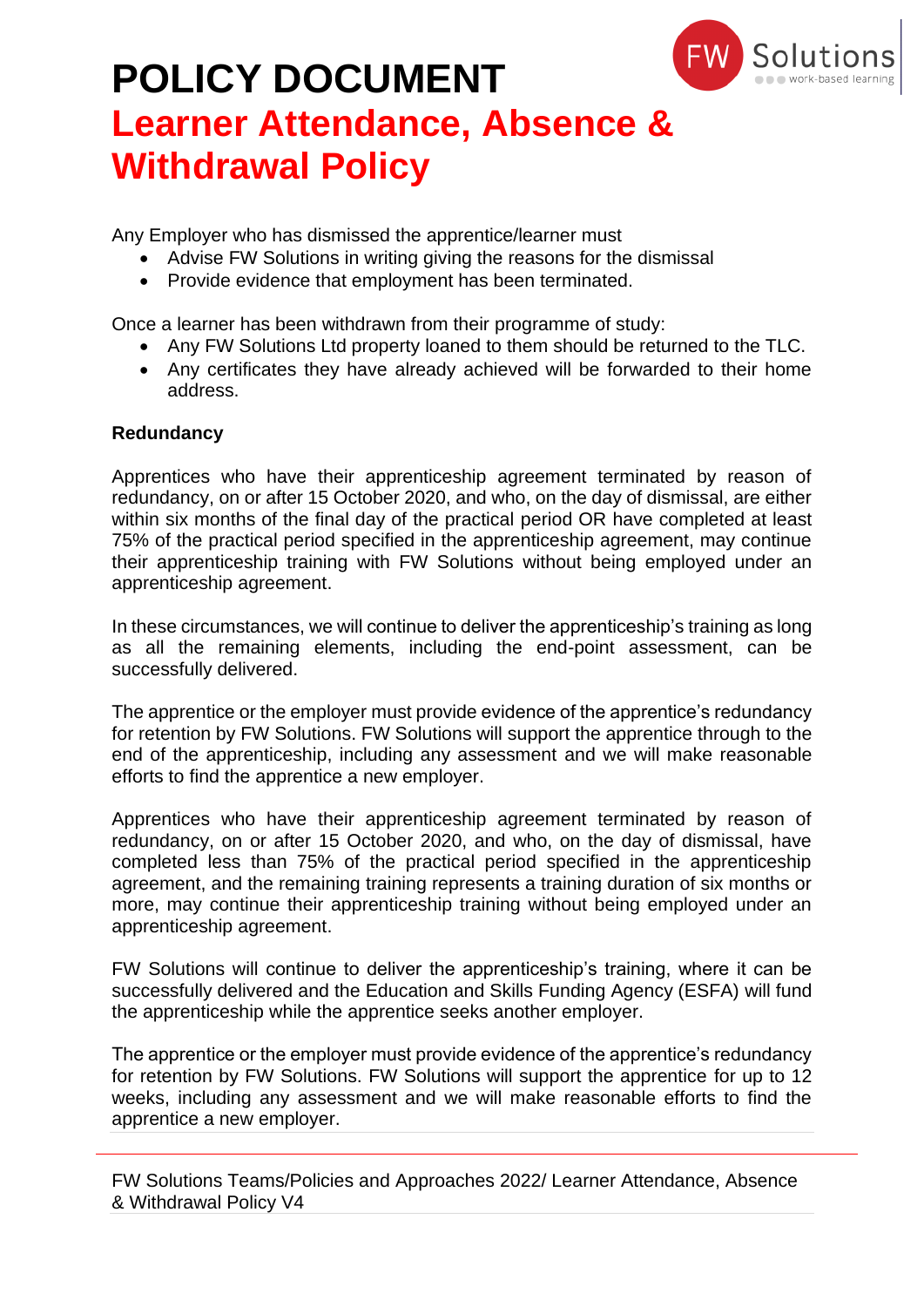Any Employer who has dismissed the apprentice/learner must

- Advise FW Solutions in writing giving the reasons for the dismissal
- Provide evidence that employment has been terminated.

Once a learner has been withdrawn from their programme of study:

- Any FW Solutions Ltd property loaned to them should be returned to the TLC.
- Any certificates they have already achieved will be forwarded to their home address.

**Redundancy**

Apprentices who have their apprenticeship agreement terminated by reason of redundancy, on or after 15 October 2020, and who, on the day of dismissal, are either within six months of the final day of the practical period OR have completed at least 75% of the practical period specified in the apprenticeship agreement, may continue their apprenticeship training with FW Solutions without being employed under an apprenticeship agreement.

In these circumstances, we will continue to deliver the apprenticeship's training as long as all the remaining elements, including the end-point assessment, can be successfully delivered.

The apprentice or the employer must provide evidence of the apprentice's redundancy for retention by FW Solutions. FW Solutions will support the apprentice through to the end of the apprenticeship, including any assessment and we will make reasonable efforts to find the apprentice a new employer.

Apprentices who have their apprenticeship agreement terminated by reason of redundancy, on or after 15 October 2020, and who, on the day of dismissal, have completed less than 75% of the practical period specified in the apprenticeship agreement, and the remaining training represents a training duration of six months or more, may continue their apprenticeship training without being employed under an apprenticeship agreement.

FW Solutions will continue to deliver the apprenticeship's training, where it can be successfully delivered and the Education and Skills Funding Agency (ESFA) will fund the apprenticeship while the apprentice seeks another employer.

The apprentice or the employer must provide evidence of the apprentice's redundancy for retention by FW Solutions. FW Solutions will support the apprentice for up to 12 weeks, including any assessment and we will make reasonable efforts to find the apprentice a new employer.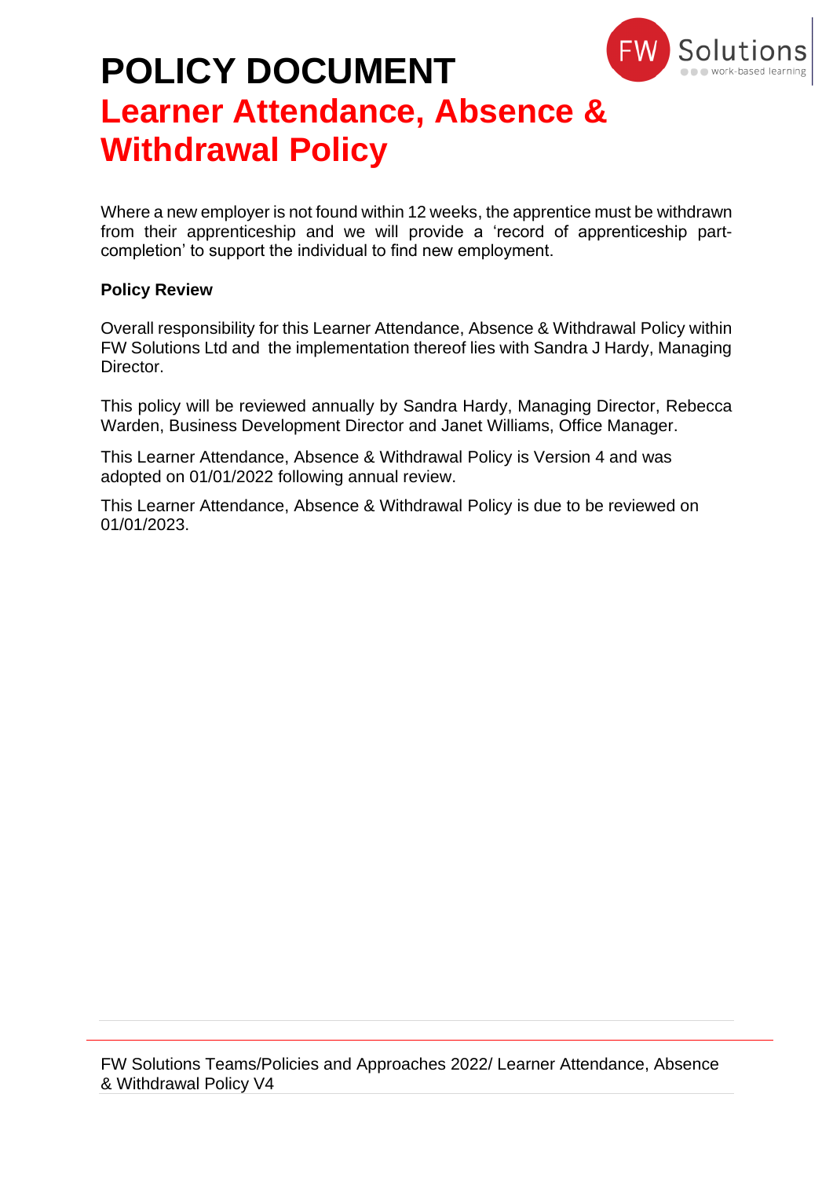# POLICY DOCUMENT

## Learner Attendance, Absence & Withdrawal Policy

Where a new employer is not found within 12 weeks, the apprentice must be withdrawn from their apprenticeship and we will provide a 'record of apprenticeship part-completion' to support the individual to find new employment.

**Policy Review**

Overall responsibility for this Learner Attendance, Absence & Withdrawal Policy within FW Solutions Ltd and the implementation thereof lies with Sandra J Hardy, Managing Director.

This policy will be reviewed annually by Sandra Hardy, Managing Director, Rebecca Warden, Business Development Director and Janet Williams, Office Manager.

This Learner Attendance, Absence & Withdrawal Policy is Version 4 and was adopted on 01/01/2022 following annual review.

This Learner Attendance, Absence & Withdrawal Policy is due to be reviewed on 01/01/2023.